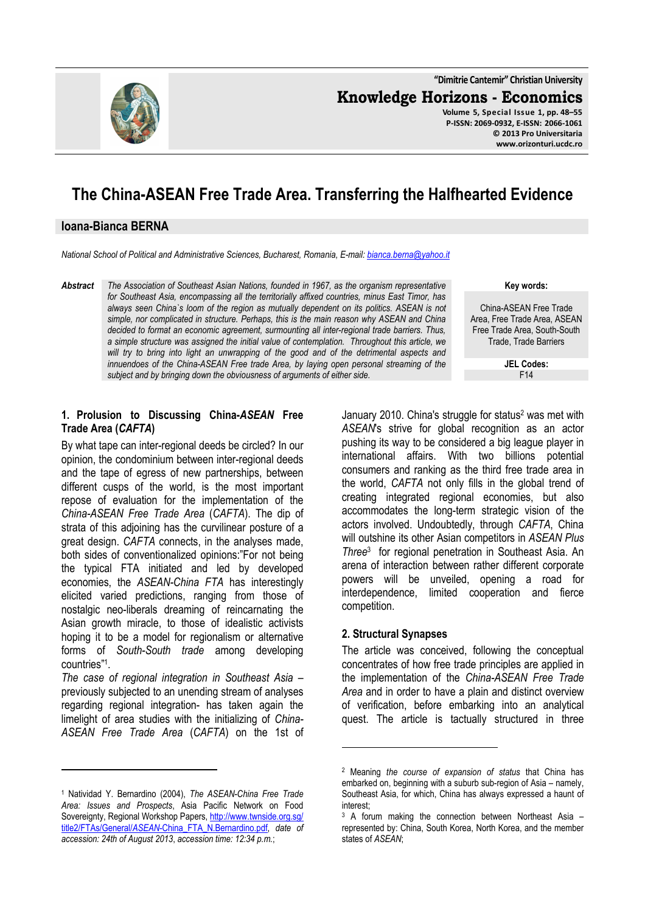# The China-ASEAN Free Trade Area. Transferring the Halfhearted Evidence

## Ioana-Bianca BERNA

*National School of Political and Administrative Sciences, Bucharest, Romania, E-mail: bianca.berna@yahoo.it*

**Abstract** *The Association of Southeast Asian Nations, founded in 1967, as the organism representative for Southeast Asia, encompassing all the territorially affixed countries, minus East Timor, has always seen China`s loom of the region as mutually dependent on its politics. ASEAN is not simple, nor complicated in structure. Perhaps, this is the main reason why ASEAN and China decided to format an economic agreement, surmounting all inter-regional trade barriers. Thus, a simple structure was assigned the initial value of contemplation. Throughout this article, we will try to bring into light an unwrapping of the good and of the detrimental aspects and innuendoes of the China-ASEAN Free trade Area, by laying open personal streaming of the subject and by bringing down the obviousness of arguments of either side.*

**Key words:** China-ASEAN Free Trade Area, Free Trade Area, ASEAN Free Trade Area, South-South Trade, Trade Barriers

**JEL Codes:** F14

### 1. Prolusion to Discussing China-*ASEAN* Free Trade Area (*CAFTA*)

By what tape can inter-regional deeds be circled? In our opinion, the condominium between inter-regional deeds and the tape of egress of new partnerships, between different cusps of the world, is the most important repose of evaluation for the implementation of the *China-ASEAN Free Trade Area* (*CAFTA*). The dip of strata of this adjoining has the curvilinear posture of a great design. *CAFTA* connects, in the analyses made, both sides of conventionalized opinions:"For not being the typical FTA initiated and led by developed economies, the *ASEAN-China FTA* has interestingly elicited varied predictions, ranging from those of nostalgic neo-liberals dreaming of reincarnating the Asian growth miracle, to those of idealistic activists hoping it to be a model for regionalism or alternative forms of *South-South trade* among developing countries"[1].

*The case of regional integration in Southeast Asia* – previously subjected to an unending stream of analyses regarding regional integration- has taken again the limelight of area studies with the initializing of *China-ASEAN Free Trade Area* (*CAFTA*) on the 1st of January 2010. China's struggle for status[2] was met with *ASEAN*'s strive for global recognition as an actor pushing its way to be considered a big league player in international affairs. With two billions potential consumers and ranking as the third free trade area in the world, *CAFTA* not only fills in the global trend of creating integrated regional economies, but also accommodates the long-term strategic vision of the actors involved. Undoubtedly, through *CAFTA*, China will outshine its other Asian competitors in *ASEAN Plus Three*[3] for regional penetration in Southeast Asia. An arena of interaction between rather different corporate powers will be unveiled, opening a road for interdependence, limited cooperation and fierce competition.

### 2. Structural Synapses

The article was conceived, following the conceptual concentrates of how free trade principles are applied in the implementation of the *China-ASEAN Free Trade Area* and in order to have a plain and distinct overview of verification, before embarking into an analytical quest. The article is tactually structured in three

---

[1] Natividad Y. Bernardino (2004), *The ASEAN-China Free Trade Area: Issues and Prospects*, Asia Pacific Network on Food Sovereignty, Regional Workshop Papers, http://www.twnside.org.sg/title2/FTAs/General/ASEAN-China_FTA_N.Bernardino.pdf, *date of accession: 24th of August 2013*, *accession time: 12:34 p.m.*;

[2] Meaning *the course of expansion of status* that China has embarked on, beginning with a suburb sub-region of Asia – namely, Southeast Asia, for which, China has always expressed a haunt of interest;

[3] A forum making the connection between Northeast Asia – represented by: China, South Korea, North Korea, and the member states of *ASEAN*;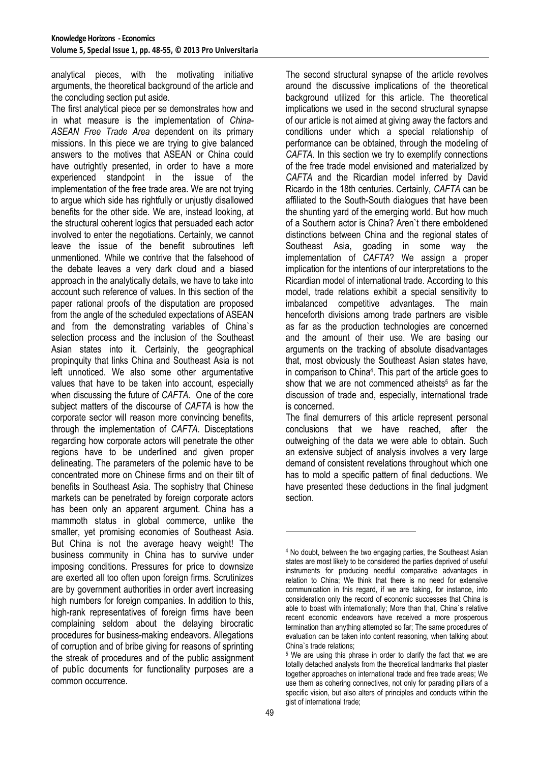analytical pieces, with the motivating initiative arguments, the theoretical background of the article and the concluding section put aside.

The first analytical piece per se demonstrates how and in what measure is the implementation of *China-ASEAN Free Trade Area* dependent on its primary missions. In this piece we are trying to give balanced answers to the motives that ASEAN or China could have outrightly presented, in order to have a more experienced standpoint in the issue of the implementation of the free trade area. We are not trying to argue which side has rightfully or unjustly disallowed benefits for the other side. We are, instead looking, at the structural coherent logics that persuaded each actor involved to enter the negotiations. Certainly, we cannot leave the issue of the benefit subroutines left unmentioned. While we contrive that the falsehood of the debate leaves a very dark cloud and a biased approach in the analytically details, we have to take into account such reference of values. In this section of the paper rational proofs of the disputation are proposed from the angle of the scheduled expectations of ASEAN and from the demonstrating variables of China`s selection process and the inclusion of the Southeast Asian states into it. Certainly, the geographical propinquity that links China and Southeast Asia is not left unnoticed. We also some other argumentative values that have to be taken into account, especially when discussing the future of *CAFTA*. One of the core subject matters of the discourse of *CAFTA* is how the corporate sector will reason more convincing benefits, through the implementation of *CAFTA*. Disceptations regarding how corporate actors will penetrate the other regions have to be underlined and given proper delineating. The parameters of the polemic have to be concentrated more on Chinese firms and on their tilt of benefits in Southeast Asia. The sophistry that Chinese markets can be penetrated by foreign corporate actors has been only an apparent argument. China has a mammoth status in global commerce, unlike the smaller, yet promising economies of Southeast Asia. But China is not the average heavy weight! The business community in China has to survive under imposing conditions. Pressures for price to downsize are exerted all too often upon foreign firms. Scrutinizes are by government authorities in order avert increasing high numbers for foreign companies. In addition to this, high-rank representatives of foreign firms have been complaining seldom about the delaying birocratic procedures for business-making endeavors. Allegations of corruption and of bribe giving for reasons of sprinting the streak of procedures and of the public assignment of public documents for functionality purposes are a common occurrence.

The second structural synapse of the article revolves around the discussive implications of the theoretical background utilized for this article. The theoretical implications we used in the second structural synapse of our article is not aimed at giving away the factors and conditions under which a special relationship of performance can be obtained, through the modeling of *CAFTA*. In this section we try to exemplify connections of the free trade model envisioned and materialized by *CAFTA* and the Ricardian model inferred by David Ricardo in the 18th centuries. Certainly, *CAFTA* can be affiliated to the South-South dialogues that have been the shunting yard of the emerging world. But how much of a Southern actor is China? Aren`t there emboldened distinctions between China and the regional states of Southeast Asia, goading in some way the implementation of *CAFTA*? We assign a proper implication for the intentions of our interpretations to the Ricardian model of international trade. According to this model, trade relations exhibit a special sensitivity to imbalanced competitive advantages. The main henceforth divisions among trade partners are visible as far as the production technologies are concerned and the amount of their use. We are basing our arguments on the tracking of absolute disadvantages that, most obviously the Southeast Asian states have, in comparison to China[4]. This part of the article goes to show that we are not commenced atheists[5] as far the discussion of trade and, especially, international trade is concerned.

The final demurrers of this article represent personal conclusions that we have reached, after the outweighing of the data we were able to obtain. Such an extensive subject of analysis involves a very large demand of consistent revelations throughout which one has to mold a specific pattern of final deductions. We have presented these deductions in the final judgment section.

---

[4] No doubt, between the two engaging parties, the Southeast Asian states are most likely to be considered the parties deprived of useful instruments for producing needful comparative advantages in relation to China; We think that there is no need for extensive communication in this regard, if we are taking, for instance, into consideration only the record of economic successes that China is able to boast with internationally; More than that, China`s relative recent economic endeavors have received a more prosperous termination than anything attempted so far; The same procedures of evaluation can be taken into content reasoning, when talking about China`s trade relations;

[5] We are using this phrase in order to clarify the fact that we are totally detached analysts from the theoretical landmarks that plaster together approaches on international trade and free trade areas; We use them as cohering connectives, not only for parading pillars of a specific vision, but also alters of principles and conducts within the gist of international trade;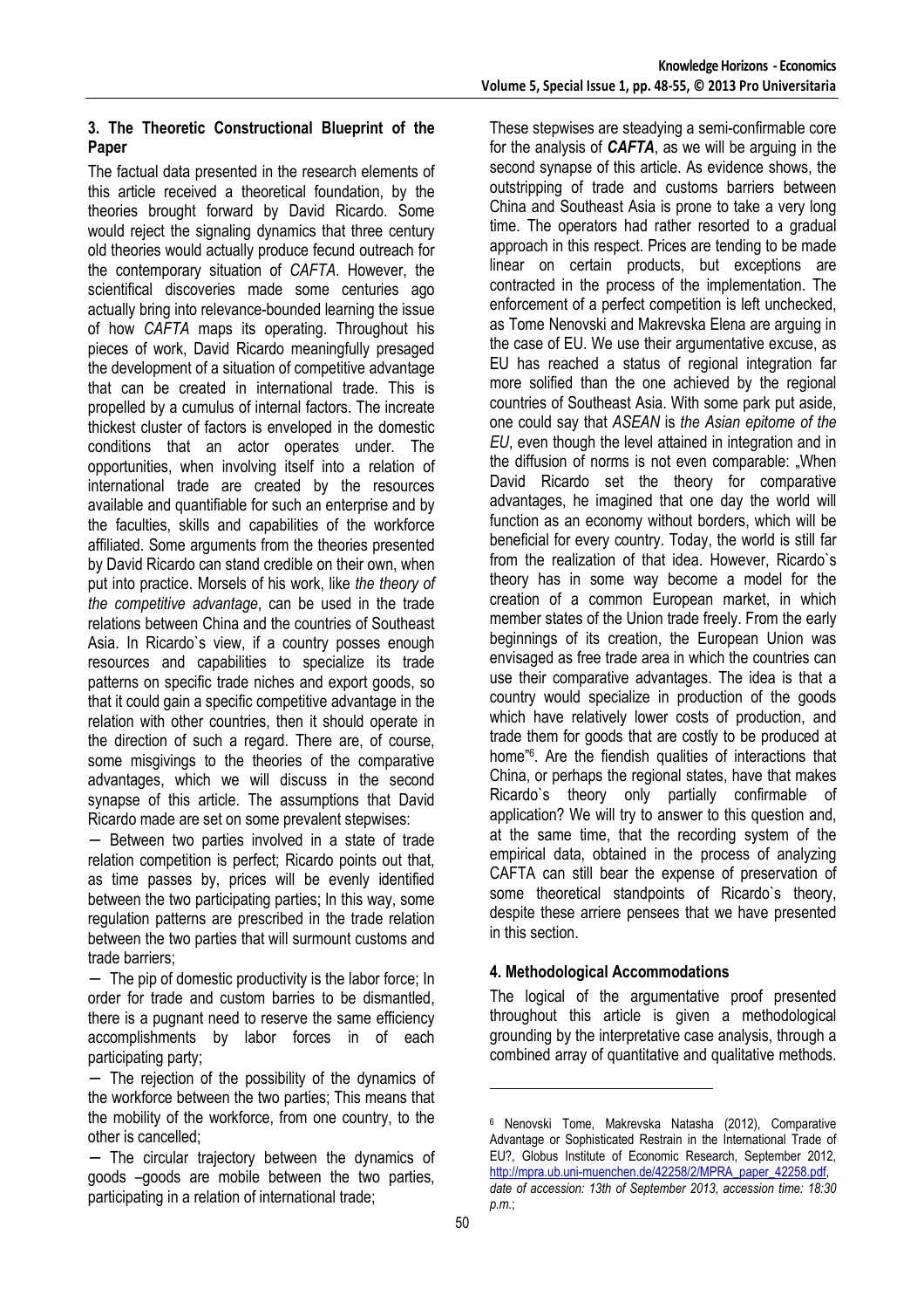### 3. The Theoretic Constructional Blueprint of the Paper

The factual data presented in the research elements of this article received a theoretical foundation, by the theories brought forward by David Ricardo. Some would reject the signaling dynamics that three century old theories would actually produce fecund outreach for the contemporary situation of *CAFTA*. However, the scientifical discoveries made some centuries ago actually bring into relevance-bounded learning the issue of how *CAFTA* maps its operating. Throughout his pieces of work, David Ricardo meaningfully presaged the development of a situation of competitive advantage that can be created in international trade. This is propelled by a cumulus of internal factors. The increate thickest cluster of factors is enveloped in the domestic conditions that an actor operates under. The opportunities, when involving itself into a relation of international trade are created by the resources available and quantifiable for such an enterprise and by the faculties, skills and capabilities of the workforce affiliated. Some arguments from the theories presented by David Ricardo can stand credible on their own, when put into practice. Morsels of his work, like *the theory of the competitive advantage*, can be used in the trade relations between China and the countries of Southeast Asia. In Ricardo`s view, if a country posses enough resources and capabilities to specialize its trade patterns on specific trade niches and export goods, so that it could gain a specific competitive advantage in the relation with other countries, then it should operate in the direction of such a regard. There are, of course, some misgivings to the theories of the comparative advantages, which we will discuss in the second synapse of this article. The assumptions that David Ricardo made are set on some prevalent stepwises:

− Between two parties involved in a state of trade relation competition is perfect; Ricardo points out that, as time passes by, prices will be evenly identified between the two participating parties; In this way, some regulation patterns are prescribed in the trade relation between the two parties that will surmount customs and trade barriers;

− The pip of domestic productivity is the labor force; In order for trade and custom barries to be dismantled, there is a pugnant need to reserve the same efficiency accomplishments by labor forces in of each participating party;

− The rejection of the possibility of the dynamics of the workforce between the two parties; This means that the mobility of the workforce, from one country, to the other is cancelled;

− The circular trajectory between the dynamics of goods –goods are mobile between the two parties, participating in a relation of international trade;

These stepwises are steadying a semi-confirmable core for the analysis of ***CAFTA***, as we will be arguing in the second synapse of this article. As evidence shows, the outstripping of trade and customs barriers between China and Southeast Asia is prone to take a very long time. The operators had rather resorted to a gradual approach in this respect. Prices are tending to be made linear on certain products, but exceptions are contracted in the process of the implementation. The enforcement of a perfect competition is left unchecked, as Tome Nenovski and Makrevska Elena are arguing in the case of EU. We use their argumentative excuse, as EU has reached a status of regional integration far more solified than the one achieved by the regional countries of Southeast Asia. With some park put aside, one could say that *ASEAN* is *the Asian epitome of the EU*, even though the level attained in integration and in the diffusion of norms is not even comparable: „When David Ricardo set the theory for comparative advantages, he imagined that one day the world will function as an economy without borders, which will be beneficial for every country. Today, the world is still far from the realization of that idea. However, Ricardo`s theory has in some way become a model for the creation of a common European market, in which member states of the Union trade freely. From the early beginnings of its creation, the European Union was envisaged as free trade area in which the countries can use their comparative advantages. The idea is that a country would specialize in production of the goods which have relatively lower costs of production, and trade them for goods that are costly to be produced at home"[6]. Are the fiendish qualities of interactions that China, or perhaps the regional states, have that makes Ricardo`s theory only partially confirmable of application? We will try to answer to this question and, at the same time, that the recording system of the empirical data, obtained in the process of analyzing CAFTA can still bear the expense of preservation of some theoretical standpoints of Ricardo`s theory, despite these arriere pensees that we have presented in this section.

### 4. Methodological Accommodations

The logical of the argumentative proof presented throughout this article is given a methodological grounding by the interpretative case analysis, through a combined array of quantitative and qualitative methods.

---

[6] Nenovski Tome, Makrevska Natasha (2012), Comparative Advantage or Sophisticated Restrain in the International Trade of EU?, Globus Institute of Economic Research, September 2012, http://mpra.ub.uni-muenchen.de/42258/2/MPRA_paper_42258.pdf, *date of accession: 13th of September 2013*, *accession time: 18:30 p.m.*;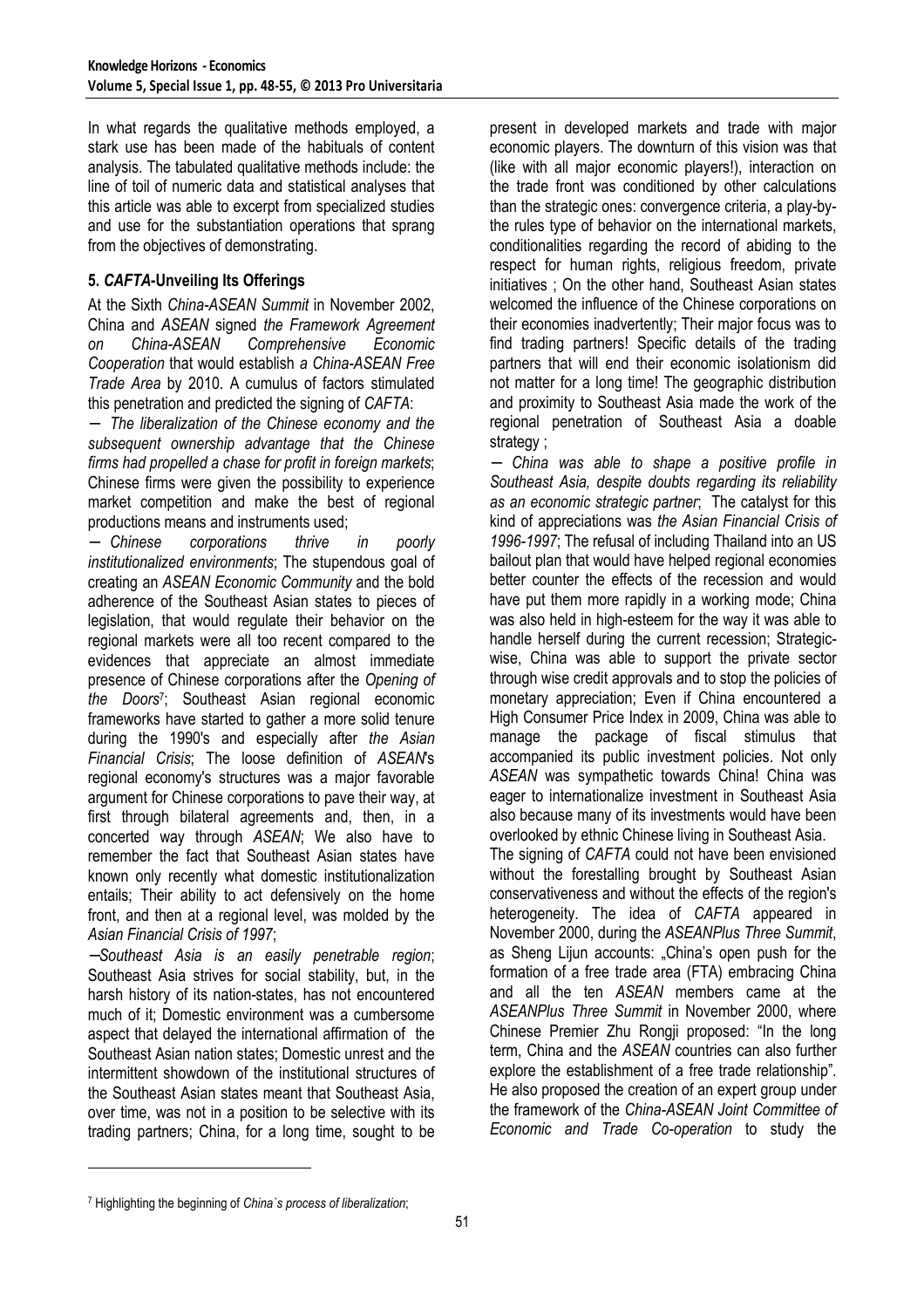In what regards the qualitative methods employed, a stark use has been made of the habituals of content analysis. The tabulated qualitative methods include: the line of toil of numeric data and statistical analyses that this article was able to excerpt from specialized studies and use for the substantiation operations that sprang from the objectives of demonstrating.

## 5. *CAFTA*-Unveiling Its Offerings

At the Sixth *China-ASEAN Summit* in November 2002, China and *ASEAN* signed *the Framework Agreement on China-ASEAN Comprehensive Economic Cooperation* that would establish *a China-ASEAN Free Trade Area* by 2010. A cumulus of factors stimulated this penetration and predicted the signing of *CAFTA*:

− *The liberalization of the Chinese economy and the subsequent ownership advantage that the Chinese firms had propelled a chase for profit in foreign markets*; Chinese firms were given the possibility to experience market competition and make the best of regional productions means and instruments used;

− *Chinese corporations thrive in poorly institutionalized environments*; The stupendous goal of creating an *ASEAN Economic Community* and the bold adherence of the Southeast Asian states to pieces of legislation, that would regulate their behavior on the regional markets were all too recent compared to the evidences that appreciate an almost immediate presence of Chinese corporations after the *Opening of the Doors*[7]; Southeast Asian regional economic frameworks have started to gather a more solid tenure during the 1990's and especially after *the Asian Financial Crisis*; The loose definition of *ASEAN*'s regional economy's structures was a major favorable argument for Chinese corporations to pave their way, at first through bilateral agreements and, then, in a concerted way through *ASEAN*; We also have to remember the fact that Southeast Asian states have known only recently what domestic institutionalization entails; Their ability to act defensively on the home front, and then at a regional level, was molded by the *Asian Financial Crisis of 1997*;

−*Southeast Asia is an easily penetrable region*; Southeast Asia strives for social stability, but, in the harsh history of its nation-states, has not encountered much of it; Domestic environment was a cumbersome aspect that delayed the international affirmation of the Southeast Asian nation states; Domestic unrest and the intermittent showdown of the institutional structures of the Southeast Asian states meant that Southeast Asia, over time, was not in a position to be selective with its trading partners; China, for a long time, sought to be present in developed markets and trade with major economic players. The downturn of this vision was that (like with all major economic players!), interaction on the trade front was conditioned by other calculations than the strategic ones: convergence criteria, a play-by-the rules type of behavior on the international markets, conditionalities regarding the record of abiding to the respect for human rights, religious freedom, private initiatives ; On the other hand, Southeast Asian states welcomed the influence of the Chinese corporations on their economies inadvertently; Their major focus was to find trading partners! Specific details of the trading partners that will end their economic isolationism did not matter for a long time! The geographic distribution and proximity to Southeast Asia made the work of the regional penetration of Southeast Asia a doable strategy ;

− *China was able to shape a positive profile in Southeast Asia, despite doubts regarding its reliability as an economic strategic partner*; The catalyst for this kind of appreciations was *the Asian Financial Crisis of 1996-1997*; The refusal of including Thailand into an US bailout plan that would have helped regional economies better counter the effects of the recession and would have put them more rapidly in a working mode; China was also held in high-esteem for the way it was able to handle herself during the current recession; Strategic-wise, China was able to support the private sector through wise credit approvals and to stop the policies of monetary appreciation; Even if China encountered a High Consumer Price Index in 2009, China was able to manage the package of fiscal stimulus that accompanied its public investment policies. Not only *ASEAN* was sympathetic towards China! China was eager to internationalize investment in Southeast Asia also because many of its investments would have been overlooked by ethnic Chinese living in Southeast Asia.

The signing of *CAFTA* could not have been envisioned without the forestalling brought by Southeast Asian conservativeness and without the effects of the region's heterogeneity. The idea of *CAFTA* appeared in November 2000, during the *ASEANPlus Three Summit*, as Sheng Lijun accounts: „China's open push for the formation of a free trade area (FTA) embracing China and all the ten *ASEAN* members came at the *ASEANPlus Three Summit* in November 2000, where Chinese Premier Zhu Rongji proposed: "In the long term, China and the *ASEAN* countries can also further explore the establishment of a free trade relationship". He also proposed the creation of an expert group under the framework of the *China-ASEAN Joint Committee of Economic and Trade Co-operation* to study the

[7] Highlighting the beginning of *China`s process of liberalization*;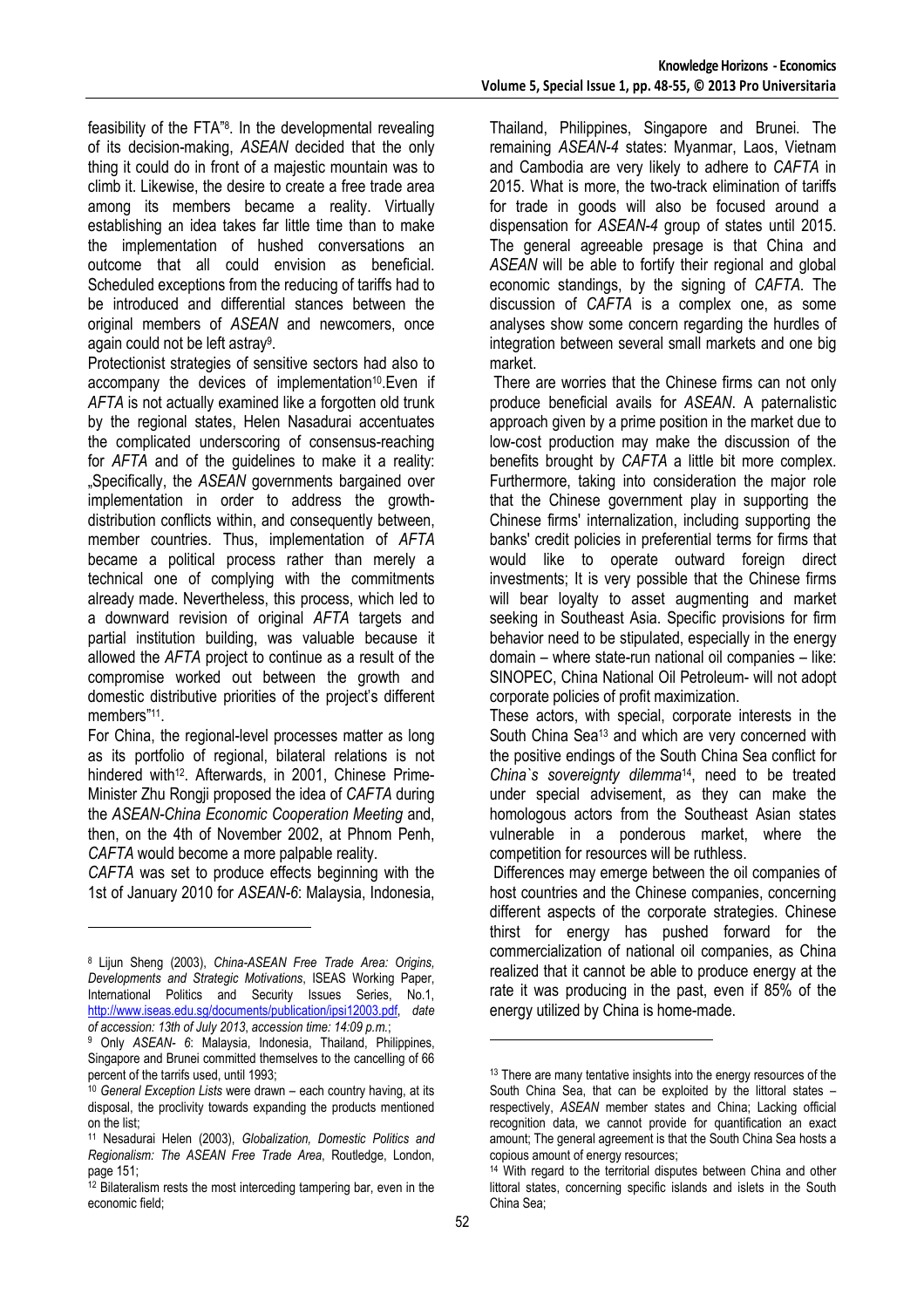feasibility of the FTA"[8]. In the developmental revealing of its decision-making, *ASEAN* decided that the only thing it could do in front of a majestic mountain was to climb it. Likewise, the desire to create a free trade area among its members became a reality. Virtually establishing an idea takes far little time than to make the implementation of hushed conversations an outcome that all could envision as beneficial. Scheduled exceptions from the reducing of tariffs had to be introduced and differential stances between the original members of *ASEAN* and newcomers, once again could not be left astray[9].

Protectionist strategies of sensitive sectors had also to accompany the devices of implementation[10]. Even if *AFTA* is not actually examined like a forgotten old trunk by the regional states, Helen Nasadurai accentuates the complicated underscoring of consensus-reaching for *AFTA* and of the guidelines to make it a reality: „Specifically, the *ASEAN* governments bargained over implementation in order to address the growth-distribution conflicts within, and consequently between, member countries. Thus, implementation of *AFTA* became a political process rather than merely a technical one of complying with the commitments already made. Nevertheless, this process, which led to a downward revision of original *AFTA* targets and partial institution building, was valuable because it allowed the *AFTA* project to continue as a result of the compromise worked out between the growth and domestic distributive priorities of the project's different members"[11].

For China, the regional-level processes matter as long as its portfolio of regional, bilateral relations is not hindered with[12]. Afterwards, in 2001, Chinese Prime-Minister Zhu Rongji proposed the idea of *CAFTA* during the *ASEAN-China Economic Cooperation Meeting* and, then, on the 4th of November 2002, at Phnom Penh, *CAFTA* would become a more palpable reality.

*CAFTA* was set to produce effects beginning with the 1st of January 2010 for *ASEAN-6*: Malaysia, Indonesia, Thailand, Philippines, Singapore and Brunei. The remaining *ASEAN-4* states: Myanmar, Laos, Vietnam and Cambodia are very likely to adhere to *CAFTA* in 2015. What is more, the two-track elimination of tariffs for trade in goods will also be focused around a dispensation for *ASEAN-4* group of states until 2015. The general agreeable presage is that China and *ASEAN* will be able to fortify their regional and global economic standings, by the signing of *CAFTA*. The discussion of *CAFTA* is a complex one, as some analyses show some concern regarding the hurdles of integration between several small markets and one big market.

There are worries that the Chinese firms can not only produce beneficial avails for *ASEAN*. A paternalistic approach given by a prime position in the market due to low-cost production may make the discussion of the benefits brought by *CAFTA* a little bit more complex. Furthermore, taking into consideration the major role that the Chinese government play in supporting the Chinese firms' internalization, including supporting the banks' credit policies in preferential terms for firms that would like to operate outward foreign direct investments; It is very possible that the Chinese firms will bear loyalty to asset augmenting and market seeking in Southeast Asia. Specific provisions for firm behavior need to be stipulated, especially in the energy domain – where state-run national oil companies – like: SINOPEC, China National Oil Petroleum- will not adopt corporate policies of profit maximization.

These actors, with special, corporate interests in the South China Sea[13] and which are very concerned with the positive endings of the South China Sea conflict for *China`s sovereignty dilemma*[14], need to be treated under special advisement, as they can make the homologous actors from the Southeast Asian states vulnerable in a ponderous market, where the competition for resources will be ruthless.

Differences may emerge between the oil companies of host countries and the Chinese companies, concerning different aspects of the corporate strategies. Chinese thirst for energy has pushed forward for the commercialization of national oil companies, as China realized that it cannot be able to produce energy at the rate it was producing in the past, even if 85% of the energy utilized by China is home-made.

---

[8] Lijun Sheng (2003), *China-ASEAN Free Trade Area: Origins, Developments and Strategic Motivations*, ISEAS Working Paper, International Politics and Security Issues Series, No.1, http://www.iseas.edu.sg/documents/publication/ipsi12003.pdf, *date of accession: 13th of July 2013, accession time: 14:09 p.m.*;

[9] Only *ASEAN- 6*: Malaysia, Indonesia, Thailand, Philippines, Singapore and Brunei committed themselves to the cancelling of 66 percent of the tarrifs used, until 1993;

[10] *General Exception Lists* were drawn – each country having, at its disposal, the proclivity towards expanding the products mentioned on the list;

[11] Nesadurai Helen (2003), *Globalization, Domestic Politics and Regionalism: The ASEAN Free Trade Area*, Routledge, London, page 151;

[12] Bilateralism rests the most interceding tampering bar, even in the economic field;

[13] There are many tentative insights into the energy resources of the South China Sea, that can be exploited by the littoral states – respectively, *ASEAN* member states and China; Lacking official recognition data, we cannot provide for quantification an exact amount; The general agreement is that the South China Sea hosts a copious amount of energy resources;

[14] With regard to the territorial disputes between China and other littoral states, concerning specific islands and islets in the South China Sea;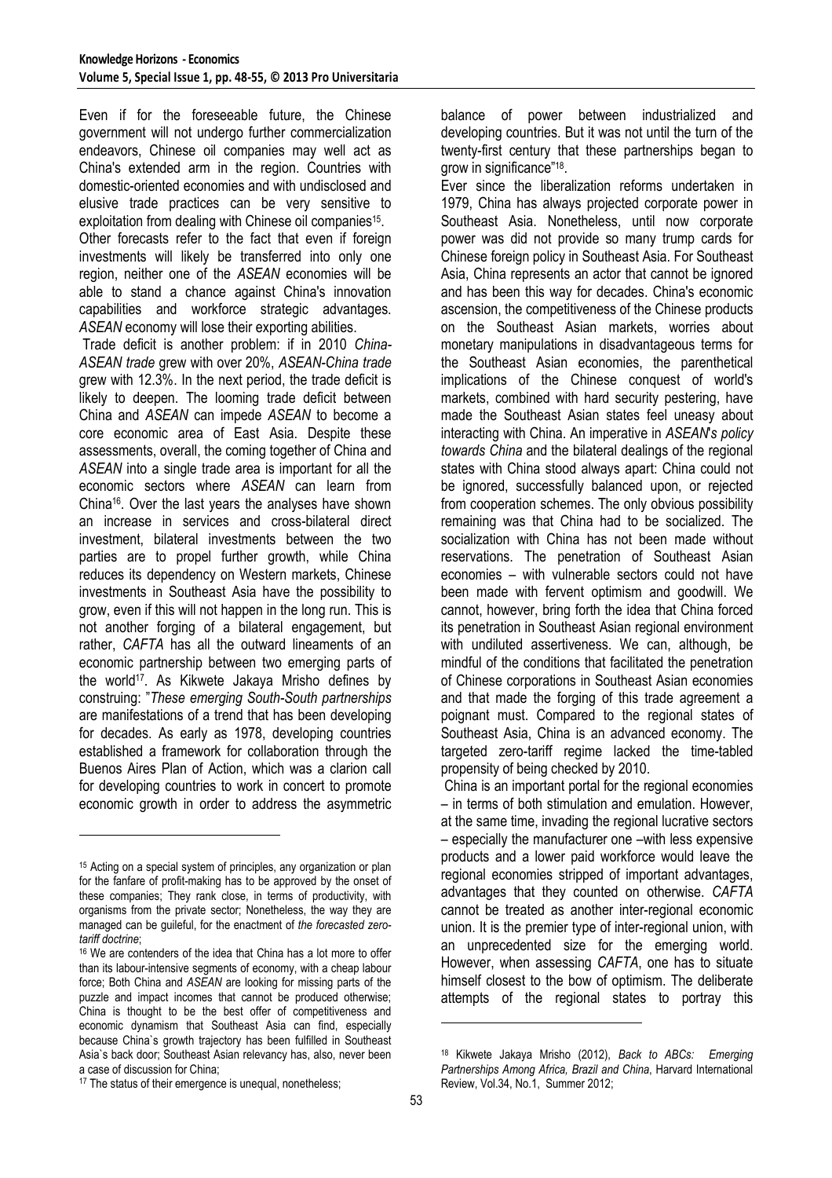Even if for the foreseeable future, the Chinese government will not undergo further commercialization endeavors, Chinese oil companies may well act as China's extended arm in the region. Countries with domestic-oriented economies and with undisclosed and elusive trade practices can be very sensitive to exploitation from dealing with Chinese oil companies[15].

Other forecasts refer to the fact that even if foreign investments will likely be transferred into only one region, neither one of the *ASEAN* economies will be able to stand a chance against China's innovation capabilities and workforce strategic advantages. *ASEAN* economy will lose their exporting abilities.

Trade deficit is another problem: if in 2010 *China-ASEAN trade* grew with over 20%, *ASEAN-China trade* grew with 12.3%. In the next period, the trade deficit is likely to deepen. The looming trade deficit between China and *ASEAN* can impede *ASEAN* to become a core economic area of East Asia. Despite these assessments, overall, the coming together of China and *ASEAN* into a single trade area is important for all the economic sectors where *ASEAN* can learn from China[16]. Over the last years the analyses have shown an increase in services and cross-bilateral direct investment, bilateral investments between the two parties are to propel further growth, while China reduces its dependency on Western markets, Chinese investments in Southeast Asia have the possibility to grow, even if this will not happen in the long run. This is not another forging of a bilateral engagement, but rather, *CAFTA* has all the outward lineaments of an economic partnership between two emerging parts of the world[17]. As Kikwete Jakaya Mrisho defines by construing: "*These emerging South-South partnerships* are manifestations of a trend that has been developing for decades. As early as 1978, developing countries established a framework for collaboration through the Buenos Aires Plan of Action, which was a clarion call for developing countries to work in concert to promote economic growth in order to address the asymmetric balance of power between industrialized and developing countries. But it was not until the turn of the twenty-first century that these partnerships began to grow in significance"[18].

Ever since the liberalization reforms undertaken in 1979, China has always projected corporate power in Southeast Asia. Nonetheless, until now corporate power was did not provide so many trump cards for Chinese foreign policy in Southeast Asia. For Southeast Asia, China represents an actor that cannot be ignored and has been this way for decades. China's economic ascension, the competitiveness of the Chinese products on the Southeast Asian markets, worries about monetary manipulations in disadvantageous terms for the Southeast Asian economies, the parenthetical implications of the Chinese conquest of world's markets, combined with hard security pestering, have made the Southeast Asian states feel uneasy about interacting with China. An imperative in *ASEAN's policy towards China* and the bilateral dealings of the regional states with China stood always apart: China could not be ignored, successfully balanced upon, or rejected from cooperation schemes. The only obvious possibility remaining was that China had to be socialized. The socialization with China has not been made without reservations. The penetration of Southeast Asian economies – with vulnerable sectors could not have been made with fervent optimism and goodwill. We cannot, however, bring forth the idea that China forced its penetration in Southeast Asian regional environment with undiluted assertiveness. We can, although, be mindful of the conditions that facilitated the penetration of Chinese corporations in Southeast Asian economies and that made the forging of this trade agreement a poignant must. Compared to the regional states of Southeast Asia, China is an advanced economy. The targeted zero-tariff regime lacked the time-tabled propensity of being checked by 2010.

China is an important portal for the regional economies – in terms of both stimulation and emulation. However, at the same time, invading the regional lucrative sectors – especially the manufacturer one –with less expensive products and a lower paid workforce would leave the regional economies stripped of important advantages, advantages that they counted on otherwise. *CAFTA* cannot be treated as another inter-regional economic union. It is the premier type of inter-regional union, with an unprecedented size for the emerging world. However, when assessing *CAFTA*, one has to situate himself closest to the bow of optimism. The deliberate attempts of the regional states to portray this

---

[15] Acting on a special system of principles, any organization or plan for the fanfare of profit-making has to be approved by the onset of these companies; They rank close, in terms of productivity, with organisms from the private sector; Nonetheless, the way they are managed can be guileful, for the enactment of *the forecasted zero-tariff doctrine*;

[16] We are contenders of the idea that China has a lot more to offer than its labour-intensive segments of economy, with a cheap labour force; Both China and *ASEAN* are looking for missing parts of the puzzle and impact incomes that cannot be produced otherwise; China is thought to be the best offer of competitiveness and economic dynamism that Southeast Asia can find, especially because China`s growth trajectory has been fulfilled in Southeast Asia`s back door; Southeast Asian relevancy has, also, never been a case of discussion for China;

[17] The status of their emergence is unequal, nonetheless;

[18] Kikwete Jakaya Mrisho (2012), *Back to ABCs: Emerging Partnerships Among Africa, Brazil and China*, Harvard International Review, Vol.34, No.1, Summer 2012;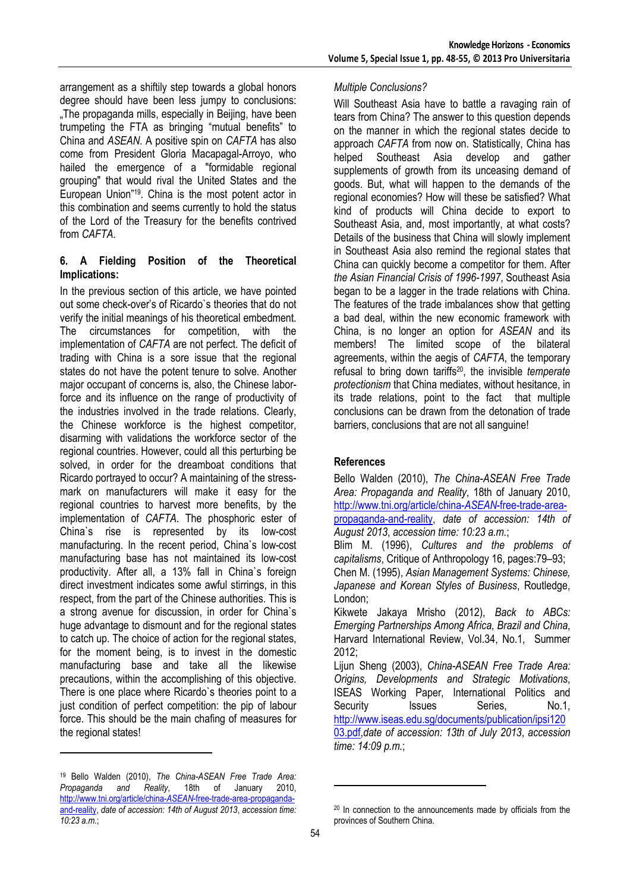arrangement as a shiftily step towards a global honors degree should have been less jumpy to conclusions: „The propaganda mills, especially in Beijing, have been trumpeting the FTA as bringing "mutual benefits" to China and *ASEAN*. A positive spin on *CAFTA* has also come from President Gloria Macapagal-Arroyo, who hailed the emergence of a "formidable regional grouping" that would rival the United States and the European Union"[19]. China is the most potent actor in this combination and seems currently to hold the status of the Lord of the Treasury for the benefits contrived from *CAFTA*.

## 6. A Fielding Position of the Theoretical Implications:

In the previous section of this article, we have pointed out some check-over's of Ricardo`s theories that do not verify the initial meanings of his theoretical embedment. The circumstances for competition, with the implementation of *CAFTA* are not perfect. The deficit of trading with China is a sore issue that the regional states do not have the potent tenure to solve. Another major occupant of concerns is, also, the Chinese labor-force and its influence on the range of productivity of the industries involved in the trade relations. Clearly, the Chinese workforce is the highest competitor, disarming with validations the workforce sector of the regional countries. However, could all this perturbing be solved, in order for the dreamboat conditions that Ricardo portrayed to occur? A maintaining of the stress-mark on manufacturers will make it easy for the regional countries to harvest more benefits, by the implementation of *CAFTA*. The phosphoric ester of China`s rise is represented by its low-cost manufacturing. In the recent period, China`s low-cost manufacturing base has not maintained its low-cost productivity. After all, a 13% fall in China`s foreign direct investment indicates some awful stirrings, in this respect, from the part of the Chinese authorities. This is a strong avenue for discussion, in order for China`s huge advantage to dismount and for the regional states to catch up. The choice of action for the regional states, for the moment being, is to invest in the domestic manufacturing base and take all the likewise precautions, within the accomplishing of this objective. There is one place where Ricardo`s theories point to a just condition of perfect competition: the pip of labour force. This should be the main chafing of measures for the regional states!

*Multiple Conclusions?*

Will Southeast Asia have to battle a ravaging rain of tears from China? The answer to this question depends on the manner in which the regional states decide to approach *CAFTA* from now on. Statistically, China has helped Southeast Asia develop and gather supplements of growth from its unceasing demand of goods. But, what will happen to the demands of the regional economies? How will these be satisfied? What kind of products will China decide to export to Southeast Asia, and, most importantly, at what costs? Details of the business that China will slowly implement in Southeast Asia also remind the regional states that China can quickly become a competitor for them. After *the Asian Financial Crisis of 1996-1997*, Southeast Asia began to be a lagger in the trade relations with China. The features of the trade imbalances show that getting a bad deal, within the new economic framework with China, is no longer an option for *ASEAN* and its members! The limited scope of the bilateral agreements, within the aegis of *CAFTA*, the temporary refusal to bring down tariffs[20], the invisible *temperate protectionism* that China mediates, without hesitance, in its trade relations, point to the fact that multiple conclusions can be drawn from the detonation of trade barriers, conclusions that are not all sanguine!

## References

Bello Walden (2010), *The China-ASEAN Free Trade Area: Propaganda and Reality*, 18th of January 2010, http://www.tni.org/article/china-ASEAN-free-trade-area-propaganda-and-reality, *date of accession: 14th of August 2013*, *accession time: 10:23 a.m.*;

Blim M. (1996), *Cultures and the problems of capitalisms*, Critique of Anthropology 16, pages:79–93;

Chen M. (1995), *Asian Management Systems: Chinese, Japanese and Korean Styles of Business*, Routledge, London;

Kikwete Jakaya Mrisho (2012), *Back to ABCs: Emerging Partnerships Among Africa, Brazil and China*, Harvard International Review, Vol.34, No.1, Summer 2012;

Lijun Sheng (2003), *China-ASEAN Free Trade Area: Origins, Developments and Strategic Motivations*, ISEAS Working Paper, International Politics and Security Issues Series, No.1, http://www.iseas.edu.sg/documents/publication/ipsi12003.pdf, *date of accession: 13th of July 2013*, *accession time: 14:09 p.m.*;

---

[19] Bello Walden (2010), *The China-ASEAN Free Trade Area: Propaganda and Reality*, 18th of January 2010, http://www.tni.org/article/china-ASEAN-free-trade-area-propaganda-and-reality, *date of accession: 14th of August 2013*, *accession time: 10:23 a.m.*;

[20] In connection to the announcements made by officials from the provinces of Southern China.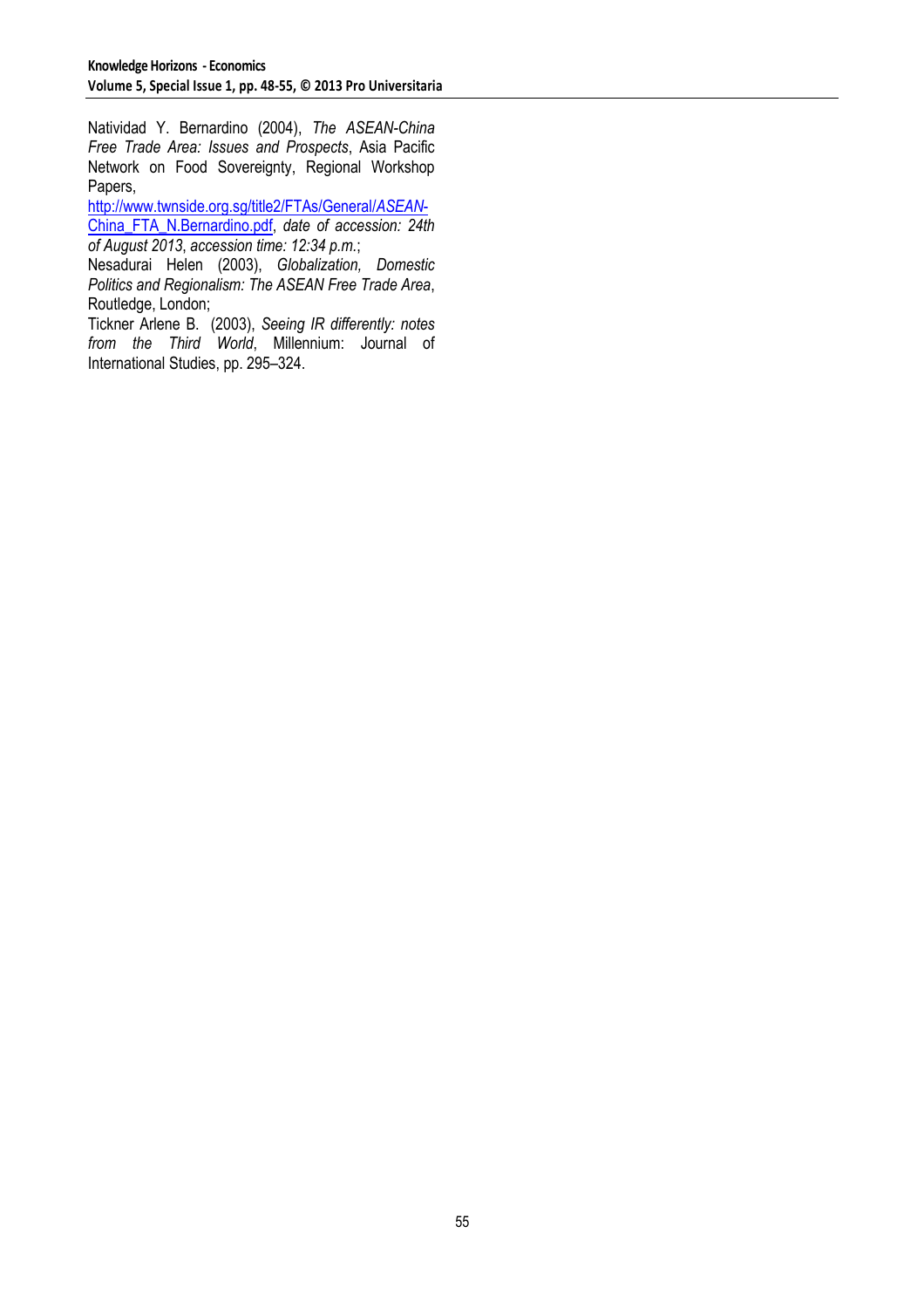Natividad Y. Bernardino (2004), *The ASEAN-China Free Trade Area: Issues and Prospects*, Asia Pacific Network on Food Sovereignty, Regional Workshop Papers, http://www.twnside.org.sg/title2/FTAs/General/ASEAN-China_FTA_N.Bernardino.pdf, *date of accession: 24th of August 2013*, *accession time: 12:34 p.m.*;

Nesadurai Helen (2003), *Globalization, Domestic Politics and Regionalism: The ASEAN Free Trade Area*, Routledge, London;

Tickner Arlene B. (2003), *Seeing IR differently: notes from the Third World*, Millennium: Journal of International Studies, pp. 295–324.